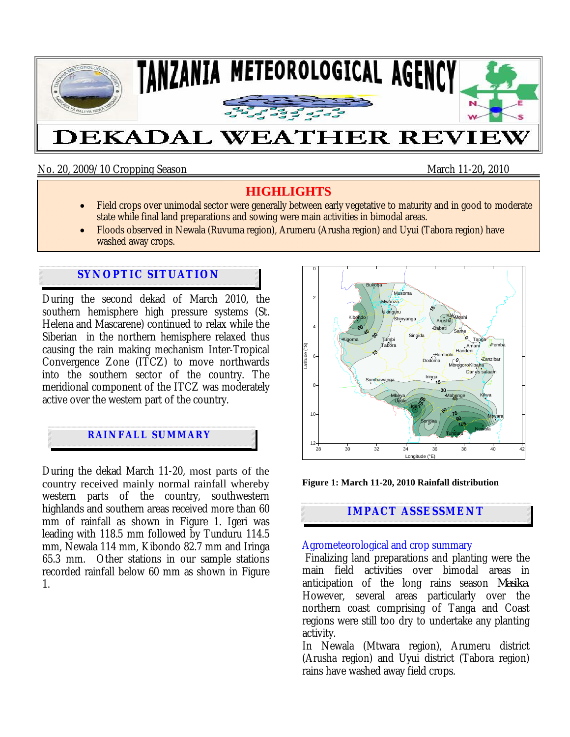# TANZANIA METEOROLOGICAL AGENCY

# DEKADAL WEATHER REVIEW

No. 20, 2009/10 Cropping Season — March 11-20, 2010

## HIGHLIGHTS

- Field crops over unimodal sector were generally between early vegetative to maturity and in good to moderate state while final land preparations and sowing were main activities in bimodal areas.
- Floods observed in Newala (Ruvuma region), Arumeru (Arusha region) and Uyui (Tabora region) have washed away crops.

## SYNOPTIC SITUATION

During the second dekad of March 2010, the southern hemisphere high pressure systems (St. Helena and Mascarene) continued to relax while the Siberian in the northern hemisphere relaxed thus causing the rain making mechanism Inter-Tropical Convergence Zone (ITCZ) to move northwards into the southern sector of the country. The meridional component of the ITCZ was moderately active over the western part of the country.

## RAINFALL SUMMARY

During the dekad March 11-20, most parts of the country received mainly normal rainfall whereby western parts of the country, southwestern highlands and southern areas received more than 60 mm of rainfall as shown in Figure 1. Igeri was leading with 118.5 mm followed by Tunduru 114.5 mm, Newala 114 mm, Kibondo 82.7 mm and Iringa 65.3 mm. Other stations in our sample stations recorded rainfall below 60 mm as shown in Figure 1.

**Figure 1: March 11-20, 2010 Rainfall distribution**

## IMPACT ASSESSMENT

### Agrometeorological and crop summary

Finalizing land preparations and planting were the main field activities over bimodal areas in anticipation of the long rains season *Masika*. However, several areas particularly over the northern coast comprising of Tanga and Coast regions were still too dry to undertake any planting activity.

In Newala (Mtwara region), Arumeru district (Arusha region) and Uyui district (Tabora region) rains have washed away field crops.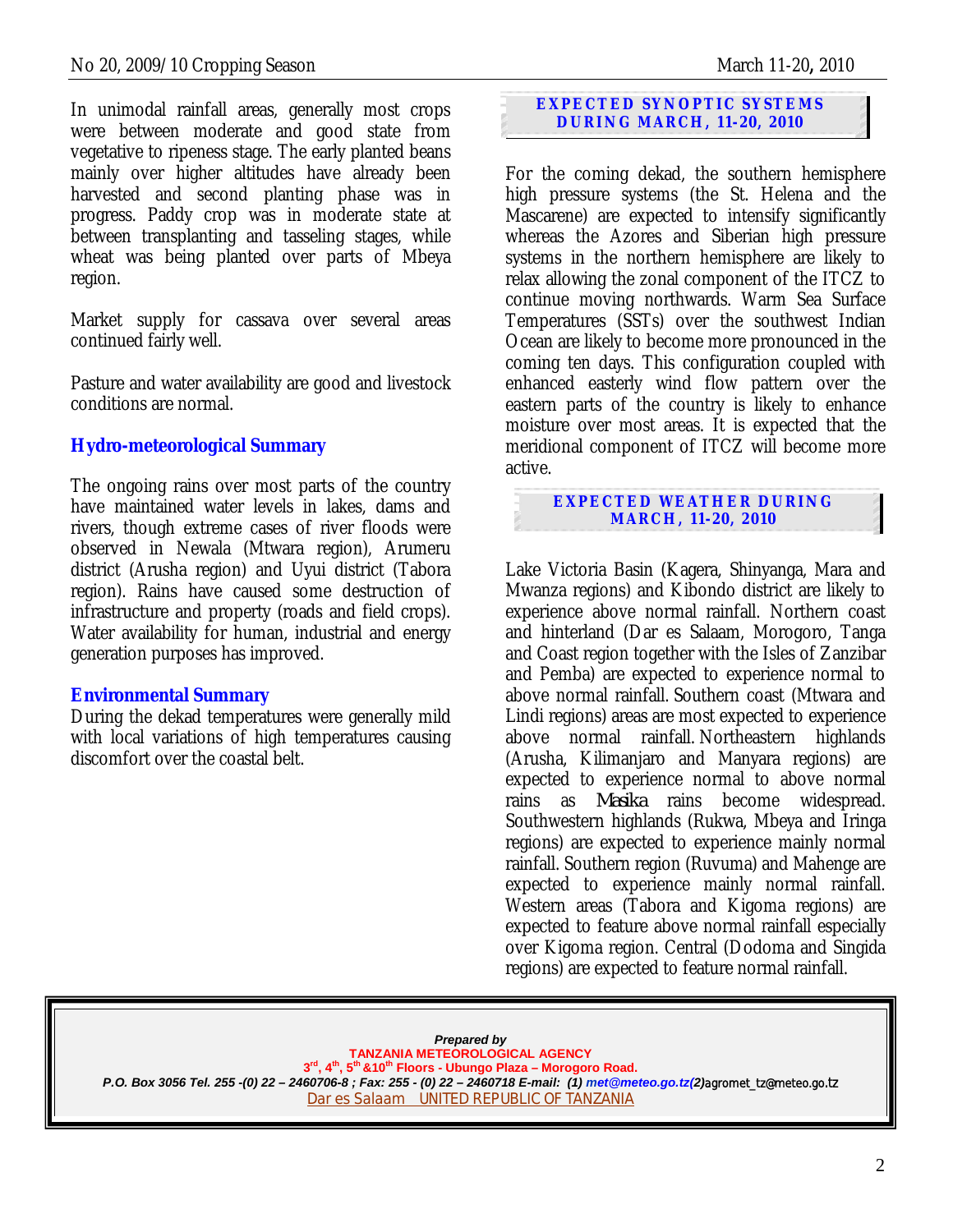In unimodal rainfall areas, generally most crops were between moderate and good state from vegetative to ripeness stage. The early planted beans mainly over higher altitudes have already been harvested and second planting phase was in progress. Paddy crop was in moderate state at between transplanting and tasseling stages, while wheat was being planted over parts of Mbeya region.

Market supply for cassava over several areas continued fairly well.

Pasture and water availability are good and livestock conditions are normal.

## Hydro-meteorological Summary

The ongoing rains over most parts of the country have maintained water levels in lakes, dams and rivers, though extreme cases of river floods were observed in Newala (Mtwara region), Arumeru district (Arusha region) and Uyui district (Tabora region). Rains have caused some destruction of infrastructure and property (roads and field crops). Water availability for human, industrial and energy generation purposes has improved.

## Environmental Summary

During the dekad temperatures were generally mild with local variations of high temperatures causing discomfort over the coastal belt.

## EXPECTED SYNOPTIC SYSTEMS DURING MARCH, 11-20, 2010

For the coming dekad, the southern hemisphere high pressure systems (the St. Helena and the Mascarene) are expected to intensify significantly whereas the Azores and Siberian high pressure systems in the northern hemisphere are likely to relax allowing the zonal component of the ITCZ to continue moving northwards. Warm Sea Surface Temperatures (SSTs) over the southwest Indian Ocean are likely to become more pronounced in the coming ten days. This configuration coupled with enhanced easterly wind flow pattern over the eastern parts of the country is likely to enhance moisture over most areas. It is expected that the meridional component of ITCZ will become more active.

## EXPECTED WEATHER DURING MARCH, 11-20, 2010

Lake Victoria Basin (Kagera, Shinyanga, Mara and Mwanza regions) and Kibondo district are likely to experience above normal rainfall. Northern coast and hinterland (Dar es Salaam, Morogoro, Tanga and Coast region together with the Isles of Zanzibar and Pemba) are expected to experience normal to above normal rainfall. Southern coast (Mtwara and Lindi regions) areas are most expected to experience above normal rainfall. Northeastern highlands (Arusha, Kilimanjaro and Manyara regions) are expected to experience normal to above normal rains as *Masika* rains become widespread. Southwestern highlands (Rukwa, Mbeya and Iringa regions) are expected to experience mainly normal rainfall. Southern region (Ruvuma) and Mahenge are expected to experience mainly normal rainfall. Western areas (Tabora and Kigoma regions) are expected to feature above normal rainfall especially over Kigoma region. Central (Dodoma and Singida regions) are expected to feature normal rainfall.

***Prepared by***
**TANZANIA METEOROLOGICAL AGENCY**
**3rd, 4th, 5th &10th Floors - Ubungo Plaza – Morogoro Road.**
***P.O. Box 3056 Tel. 255 -(0) 22 – 2460706-8 ; Fax: 255 - (0) 22 – 2460718 E-mail: (1) met@meteo.go.tz(2)***agromet_tz@meteo.go.tz
Dar es Salaam UNITED REPUBLIC OF TANZANIA